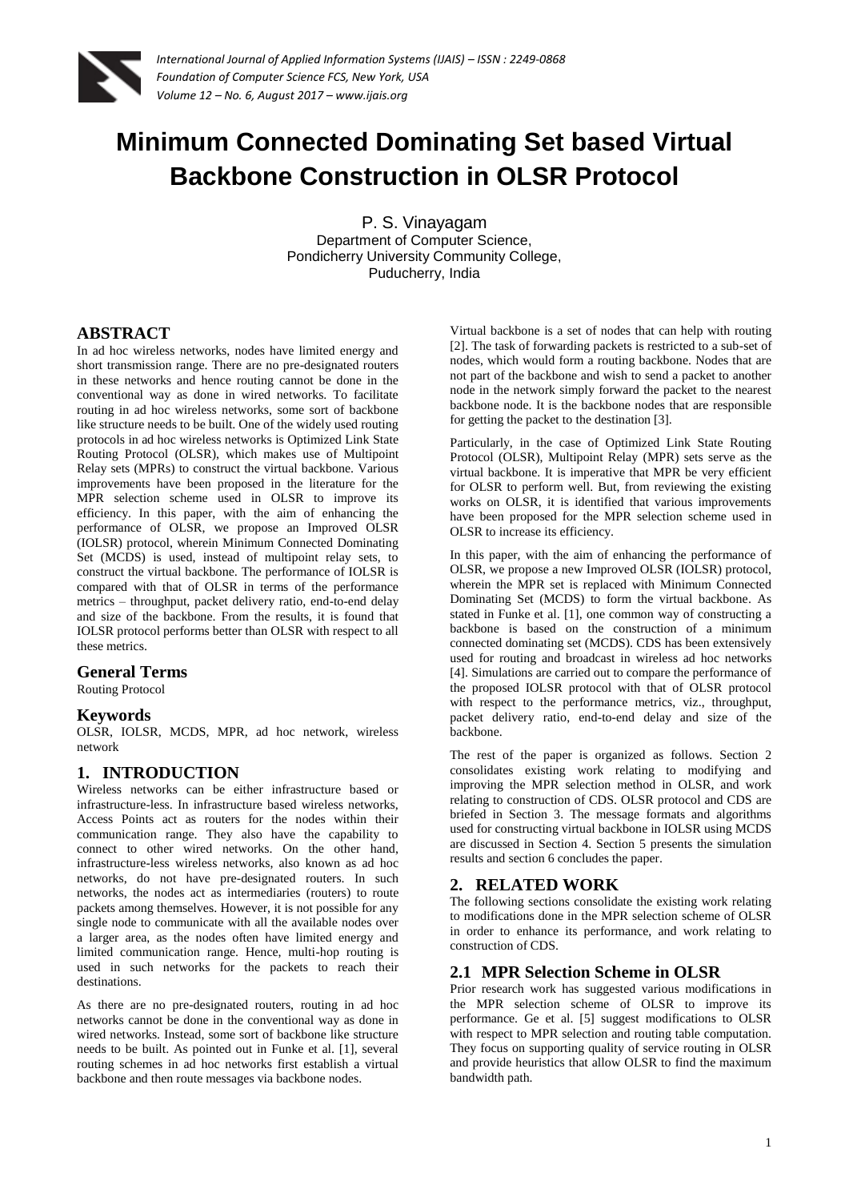# Minimum Connected Dominating Set based Virtual Backbone Construction in OLSR Protocol

P. S. Vinayagam
Department of Computer Science,
Pondicherry University Community College,
Puducherry, India

## ABSTRACT

In ad hoc wireless networks, nodes have limited energy and short transmission range. There are no pre-designated routers in these networks and hence routing cannot be done in the conventional way as done in wired networks. To facilitate routing in ad hoc wireless networks, some sort of backbone like structure needs to be built. One of the widely used routing protocols in ad hoc wireless networks is Optimized Link State Routing Protocol (OLSR), which makes use of Multipoint Relay sets (MPRs) to construct the virtual backbone. Various improvements have been proposed in the literature for the MPR selection scheme used in OLSR to improve its efficiency. In this paper, with the aim of enhancing the performance of OLSR, we propose an Improved OLSR (IOLSR) protocol, wherein Minimum Connected Dominating Set (MCDS) is used, instead of multipoint relay sets, to construct the virtual backbone. The performance of IOLSR is compared with that of OLSR in terms of the performance metrics – throughput, packet delivery ratio, end-to-end delay and size of the backbone. From the results, it is found that IOLSR protocol performs better than OLSR with respect to all these metrics.

## General Terms

Routing Protocol

## Keywords

OLSR, IOLSR, MCDS, MPR, ad hoc network, wireless network

## 1. INTRODUCTION

Wireless networks can be either infrastructure based or infrastructure-less. In infrastructure based wireless networks, Access Points act as routers for the nodes within their communication range. They also have the capability to connect to other wired networks. On the other hand, infrastructure-less wireless networks, also known as ad hoc networks, do not have pre-designated routers. In such networks, the nodes act as intermediaries (routers) to route packets among themselves. However, it is not possible for any single node to communicate with all the available nodes over a larger area, as the nodes often have limited energy and limited communication range. Hence, multi-hop routing is used in such networks for the packets to reach their destinations.

As there are no pre-designated routers, routing in ad hoc networks cannot be done in the conventional way as done in wired networks. Instead, some sort of backbone like structure needs to be built. As pointed out in Funke et al. [1], several routing schemes in ad hoc networks first establish a virtual backbone and then route messages via backbone nodes.

Virtual backbone is a set of nodes that can help with routing [2]. The task of forwarding packets is restricted to a sub-set of nodes, which would form a routing backbone. Nodes that are not part of the backbone and wish to send a packet to another node in the network simply forward the packet to the nearest backbone node. It is the backbone nodes that are responsible for getting the packet to the destination [3].

Particularly, in the case of Optimized Link State Routing Protocol (OLSR), Multipoint Relay (MPR) sets serve as the virtual backbone. It is imperative that MPR be very efficient for OLSR to perform well. But, from reviewing the existing works on OLSR, it is identified that various improvements have been proposed for the MPR selection scheme used in OLSR to increase its efficiency.

In this paper, with the aim of enhancing the performance of OLSR, we propose a new Improved OLSR (IOLSR) protocol, wherein the MPR set is replaced with Minimum Connected Dominating Set (MCDS) to form the virtual backbone. As stated in Funke et al. [1], one common way of constructing a backbone is based on the construction of a minimum connected dominating set (MCDS). CDS has been extensively used for routing and broadcast in wireless ad hoc networks [4]. Simulations are carried out to compare the performance of the proposed IOLSR protocol with that of OLSR protocol with respect to the performance metrics, viz., throughput, packet delivery ratio, end-to-end delay and size of the backbone.

The rest of the paper is organized as follows. Section 2 consolidates existing work relating to modifying and improving the MPR selection method in OLSR, and work relating to construction of CDS. OLSR protocol and CDS are briefed in Section 3. The message formats and algorithms used for constructing virtual backbone in IOLSR using MCDS are discussed in Section 4. Section 5 presents the simulation results and section 6 concludes the paper.

## 2. RELATED WORK

The following sections consolidate the existing work relating to modifications done in the MPR selection scheme of OLSR in order to enhance its performance, and work relating to construction of CDS.

### 2.1 MPR Selection Scheme in OLSR

Prior research work has suggested various modifications in the MPR selection scheme of OLSR to improve its performance. Ge et al. [5] suggest modifications to OLSR with respect to MPR selection and routing table computation. They focus on supporting quality of service routing in OLSR and provide heuristics that allow OLSR to find the maximum bandwidth path.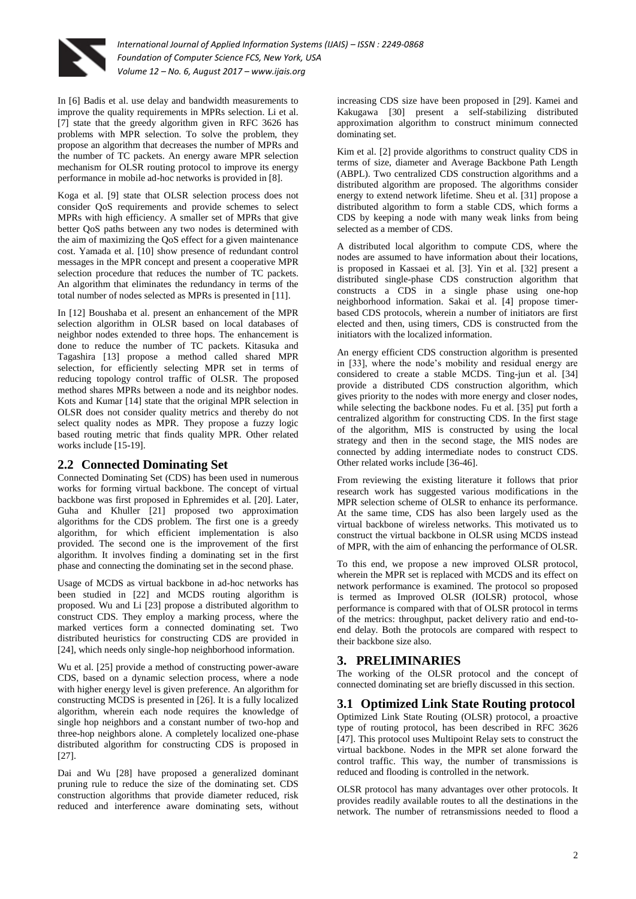In [6] Badis et al. use delay and bandwidth measurements to improve the quality requirements in MPRs selection. Li et al. [7] state that the greedy algorithm given in RFC 3626 has problems with MPR selection. To solve the problem, they propose an algorithm that decreases the number of MPRs and the number of TC packets. An energy aware MPR selection mechanism for OLSR routing protocol to improve its energy performance in mobile ad-hoc networks is provided in [8].

Koga et al. [9] state that OLSR selection process does not consider QoS requirements and provide schemes to select MPRs with high efficiency. A smaller set of MPRs that give better QoS paths between any two nodes is determined with the aim of maximizing the QoS effect for a given maintenance cost. Yamada et al. [10] show presence of redundant control messages in the MPR concept and present a cooperative MPR selection procedure that reduces the number of TC packets. An algorithm that eliminates the redundancy in terms of the total number of nodes selected as MPRs is presented in [11].

In [12] Boushaba et al. present an enhancement of the MPR selection algorithm in OLSR based on local databases of neighbor nodes extended to three hops. The enhancement is done to reduce the number of TC packets. Kitasuka and Tagashira [13] propose a method called shared MPR selection, for efficiently selecting MPR set in terms of reducing topology control traffic of OLSR. The proposed method shares MPRs between a node and its neighbor nodes. Kots and Kumar [14] state that the original MPR selection in OLSR does not consider quality metrics and thereby do not select quality nodes as MPR. They propose a fuzzy logic based routing metric that finds quality MPR. Other related works include [15-19].

## 2.2 Connected Dominating Set

Connected Dominating Set (CDS) has been used in numerous works for forming virtual backbone. The concept of virtual backbone was first proposed in Ephremides et al. [20]. Later, Guha and Khuller [21] proposed two approximation algorithms for the CDS problem. The first one is a greedy algorithm, for which efficient implementation is also provided. The second one is the improvement of the first algorithm. It involves finding a dominating set in the first phase and connecting the dominating set in the second phase.

Usage of MCDS as virtual backbone in ad-hoc networks has been studied in [22] and MCDS routing algorithm is proposed. Wu and Li [23] propose a distributed algorithm to construct CDS. They employ a marking process, where the marked vertices form a connected dominating set. Two distributed heuristics for constructing CDS are provided in [24], which needs only single-hop neighborhood information.

Wu et al. [25] provide a method of constructing power-aware CDS, based on a dynamic selection process, where a node with higher energy level is given preference. An algorithm for constructing MCDS is presented in [26]. It is a fully localized algorithm, wherein each node requires the knowledge of single hop neighbors and a constant number of two-hop and three-hop neighbors alone. A completely localized one-phase distributed algorithm for constructing CDS is proposed in [27].

Dai and Wu [28] have proposed a generalized dominant pruning rule to reduce the size of the dominating set. CDS construction algorithms that provide diameter reduced, risk reduced and interference aware dominating sets, without increasing CDS size have been proposed in [29]. Kamei and Kakugawa [30] present a self-stabilizing distributed approximation algorithm to construct minimum connected dominating set.

Kim et al. [2] provide algorithms to construct quality CDS in terms of size, diameter and Average Backbone Path Length (ABPL). Two centralized CDS construction algorithms and a distributed algorithm are proposed. The algorithms consider energy to extend network lifetime. Sheu et al. [31] propose a distributed algorithm to form a stable CDS, which forms a CDS by keeping a node with many weak links from being selected as a member of CDS.

A distributed local algorithm to compute CDS, where the nodes are assumed to have information about their locations, is proposed in Kassaei et al. [3]. Yin et al. [32] present a distributed single-phase CDS construction algorithm that constructs a CDS in a single phase using one-hop neighborhood information. Sakai et al. [4] propose timer-based CDS protocols, wherein a number of initiators are first elected and then, using timers, CDS is constructed from the initiators with the localized information.

An energy efficient CDS construction algorithm is presented in [33], where the node's mobility and residual energy are considered to create a stable MCDS. Ting-jun et al. [34] provide a distributed CDS construction algorithm, which gives priority to the nodes with more energy and closer nodes, while selecting the backbone nodes. Fu et al. [35] put forth a centralized algorithm for constructing CDS. In the first stage of the algorithm, MIS is constructed by using the local strategy and then in the second stage, the MIS nodes are connected by adding intermediate nodes to construct CDS. Other related works include [36-46].

From reviewing the existing literature it follows that prior research work has suggested various modifications in the MPR selection scheme of OLSR to enhance its performance. At the same time, CDS has also been largely used as the virtual backbone of wireless networks. This motivated us to construct the virtual backbone in OLSR using MCDS instead of MPR, with the aim of enhancing the performance of OLSR.

To this end, we propose a new improved OLSR protocol, wherein the MPR set is replaced with MCDS and its effect on network performance is examined. The protocol so proposed is termed as Improved OLSR (IOLSR) protocol, whose performance is compared with that of OLSR protocol in terms of the metrics: throughput, packet delivery ratio and end-to-end delay. Both the protocols are compared with respect to their backbone size also.

# 3. PRELIMINARIES

The working of the OLSR protocol and the concept of connected dominating set are briefly discussed in this section.

## 3.1 Optimized Link State Routing protocol

Optimized Link State Routing (OLSR) protocol, a proactive type of routing protocol, has been described in RFC 3626 [47]. This protocol uses Multipoint Relay sets to construct the virtual backbone. Nodes in the MPR set alone forward the control traffic. This way, the number of transmissions is reduced and flooding is controlled in the network.

OLSR protocol has many advantages over other protocols. It provides readily available routes to all the destinations in the network. The number of retransmissions needed to flood a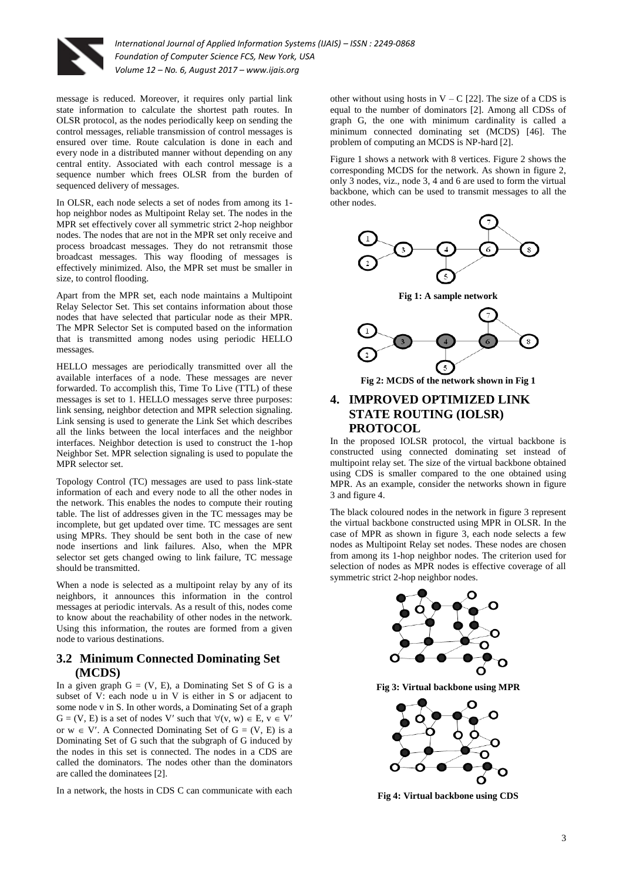message is reduced. Moreover, it requires only partial link state information to calculate the shortest path routes. In OLSR protocol, as the nodes periodically keep on sending the control messages, reliable transmission of control messages is ensured over time. Route calculation is done in each and every node in a distributed manner without depending on any central entity. Associated with each control message is a sequence number which frees OLSR from the burden of sequenced delivery of messages.

In OLSR, each node selects a set of nodes from among its 1-hop neighbor nodes as Multipoint Relay set. The nodes in the MPR set effectively cover all symmetric strict 2-hop neighbor nodes. The nodes that are not in the MPR set only receive and process broadcast messages. They do not retransmit those broadcast messages. This way flooding of messages is effectively minimized. Also, the MPR set must be smaller in size, to control flooding.

Apart from the MPR set, each node maintains a Multipoint Relay Selector Set. This set contains information about those nodes that have selected that particular node as their MPR. The MPR Selector Set is computed based on the information that is transmitted among nodes using periodic HELLO messages.

HELLO messages are periodically transmitted over all the available interfaces of a node. These messages are never forwarded. To accomplish this, Time To Live (TTL) of these messages is set to 1. HELLO messages serve three purposes: link sensing, neighbor detection and MPR selection signaling. Link sensing is used to generate the Link Set which describes all the links between the local interfaces and the neighbor interfaces. Neighbor detection is used to construct the 1-hop Neighbor Set. MPR selection signaling is used to populate the MPR selector set.

Topology Control (TC) messages are used to pass link-state information of each and every node to all the other nodes in the network. This enables the nodes to compute their routing table. The list of addresses given in the TC messages may be incomplete, but get updated over time. TC messages are sent using MPRs. They should be sent both in the case of new node insertions and link failures. Also, when the MPR selector set gets changed owing to link failure, TC message should be transmitted.

When a node is selected as a multipoint relay by any of its neighbors, it announces this information in the control messages at periodic intervals. As a result of this, nodes come to know about the reachability of other nodes in the network. Using this information, the routes are formed from a given node to various destinations.

## 3.2 Minimum Connected Dominating Set (MCDS)

In a given graph $G = (V, E)$, a Dominating Set S of G is a subset of V: each node u in V is either in S or adjacent to some node v in S. In other words, a Dominating Set of a graph $G = (V, E)$ is a set of nodes $V'$ such that $\forall(v, w) \in E$, $v \in V'$ or $w \in V'$. A Connected Dominating Set of $G = (V, E)$ is a Dominating Set of G such that the subgraph of G induced by the nodes in this set is connected. The nodes in a CDS are called the dominators. The nodes other than the dominators are called the dominatees [2].

In a network, the hosts in CDS C can communicate with each other without using hosts in $V - C$ [22]. The size of a CDS is equal to the number of dominators [2]. Among all CDSs of graph G, the one with minimum cardinality is called a minimum connected dominating set (MCDS) [46]. The problem of computing an MCDS is NP-hard [2].

Figure 1 shows a network with 8 vertices. Figure 2 shows the corresponding MCDS for the network. As shown in figure 2, only 3 nodes, viz., node 3, 4 and 6 are used to form the virtual backbone, which can be used to transmit messages to all the other nodes.

**Fig 1: A sample network**

**Fig 2: MCDS of the network shown in Fig 1**

# 4. IMPROVED OPTIMIZED LINK STATE ROUTING (IOLSR) PROTOCOL

In the proposed IOLSR protocol, the virtual backbone is constructed using connected dominating set instead of multipoint relay set. The size of the virtual backbone obtained using CDS is smaller compared to the one obtained using MPR. As an example, consider the networks shown in figure 3 and figure 4.

The black coloured nodes in the network in figure 3 represent the virtual backbone constructed using MPR in OLSR. In the case of MPR as shown in figure 3, each node selects a few nodes as Multipoint Relay set nodes. These nodes are chosen from among its 1-hop neighbor nodes. The criterion used for selection of nodes as MPR nodes is effective coverage of all symmetric strict 2-hop neighbor nodes.

**Fig 3: Virtual backbone using MPR**

**Fig 4: Virtual backbone using CDS**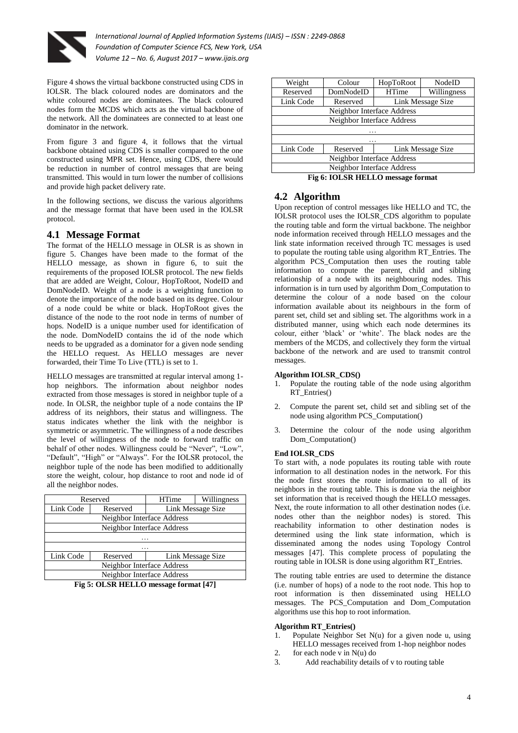Figure 4 shows the virtual backbone constructed using CDS in IOLSR. The black coloured nodes are dominators and the white coloured nodes are dominatees. The black coloured nodes form the MCDS which acts as the virtual backbone of the network. All the dominatees are connected to at least one dominator in the network.

From figure 3 and figure 4, it follows that the virtual backbone obtained using CDS is smaller compared to the one constructed using MPR set. Hence, using CDS, there would be reduction in number of control messages that are being transmitted. This would in turn lower the number of collisions and provide high packet delivery rate.

In the following sections, we discuss the various algorithms and the message format that have been used in the IOLSR protocol.

## 4.1 Message Format

The format of the HELLO message in OLSR is as shown in figure 5. Changes have been made to the format of the HELLO message, as shown in figure 6, to suit the requirements of the proposed IOLSR protocol. The new fields that are added are Weight, Colour, HopToRoot, NodeID and DomNodeID. Weight of a node is a weighting function to denote the importance of the node based on its degree. Colour of a node could be white or black. HopToRoot gives the distance of the node to the root node in terms of number of hops. NodeID is a unique number used for identification of the node. DomNodeID contains the id of the node which needs to be upgraded as a dominator for a given node sending the HELLO request. As HELLO messages are never forwarded, their Time To Live (TTL) is set to 1.

HELLO messages are transmitted at regular interval among 1-hop neighbors. The information about neighbor nodes extracted from those messages is stored in neighbor tuple of a node. In OLSR, the neighbor tuple of a node contains the IP address of its neighbors, their status and willingness. The status indicates whether the link with the neighbor is symmetric or asymmetric. The willingness of a node describes the level of willingness of the node to forward traffic on behalf of other nodes. Willingness could be "Never", "Low", "Default", "High" or "Always". For the IOLSR protocol, the neighbor tuple of the node has been modified to additionally store the weight, colour, hop distance to root and node id of all the neighbor nodes.

| Reserved | | HTime | Willingness |
|---|---|---|---|
| Link Code | Reserved | Link Message Size | |
| Neighbor Interface Address | | | |
| Neighbor Interface Address | | | |
| … | | | |
| … | | | |
| Link Code | Reserved | Link Message Size | |
| Neighbor Interface Address | | | |
| Neighbor Interface Address | | | |

**Fig 5: OLSR HELLO message format [47]**

| Weight | Colour | HopToRoot | NodeID |
|---|---|---|---|
| Reserved | DomNodeID | HTime | Willingness |
| Link Code | Reserved | Link Message Size | |
| Neighbor Interface Address | | | |
| Neighbor Interface Address | | | |
| … | | | |
| … | | | |
| Link Code | Reserved | Link Message Size | |
| Neighbor Interface Address | | | |
| Neighbor Interface Address | | | |

**Fig 6: IOLSR HELLO message format**

## 4.2 Algorithm

Upon reception of control messages like HELLO and TC, the IOLSR protocol uses the IOLSR_CDS algorithm to populate the routing table and form the virtual backbone. The neighbor node information received through HELLO messages and the link state information received through TC messages is used to populate the routing table using algorithm RT_Entries. The algorithm PCS_Computation then uses the routing table information to compute the parent, child and sibling relationship of a node with its neighbouring nodes. This information is in turn used by algorithm Dom_Computation to determine the colour of a node based on the colour information available about its neighbours in the form of parent set, child set and sibling set. The algorithms work in a distributed manner, using which each node determines its colour, either 'black' or 'white'. The black nodes are the members of the MCDS, and collectively they form the virtual backbone of the network and are used to transmit control messages.

**Algorithm IOLSR_CDS()**

1. Populate the routing table of the node using algorithm RT_Entries()
2. Compute the parent set, child set and sibling set of the node using algorithm PCS_Computation()
3. Determine the colour of the node using algorithm Dom_Computation()

**End IOLSR_CDS**

To start with, a node populates its routing table with route information to all destination nodes in the network. For this the node first stores the route information to all of its neighbors in the routing table. This is done via the neighbor set information that is received though the HELLO messages. Next, the route information to all other destination nodes (i.e. nodes other than the neighbor nodes) is stored. This reachability information to other destination nodes is determined using the link state information, which is disseminated among the nodes using Topology Control messages [47]. This complete process of populating the routing table in IOLSR is done using algorithm RT_Entries.

The routing table entries are used to determine the distance (i.e. number of hops) of a node to the root node. This hop to root information is then disseminated using HELLO messages. The PCS_Computation and Dom_Computation algorithms use this hop to root information.

**Algorithm RT_Entries()**

1. Populate Neighbor Set N(u) for a given node u, using HELLO messages received from 1-hop neighbor nodes
2. for each node v in N(u) do
3. Add reachability details of v to routing table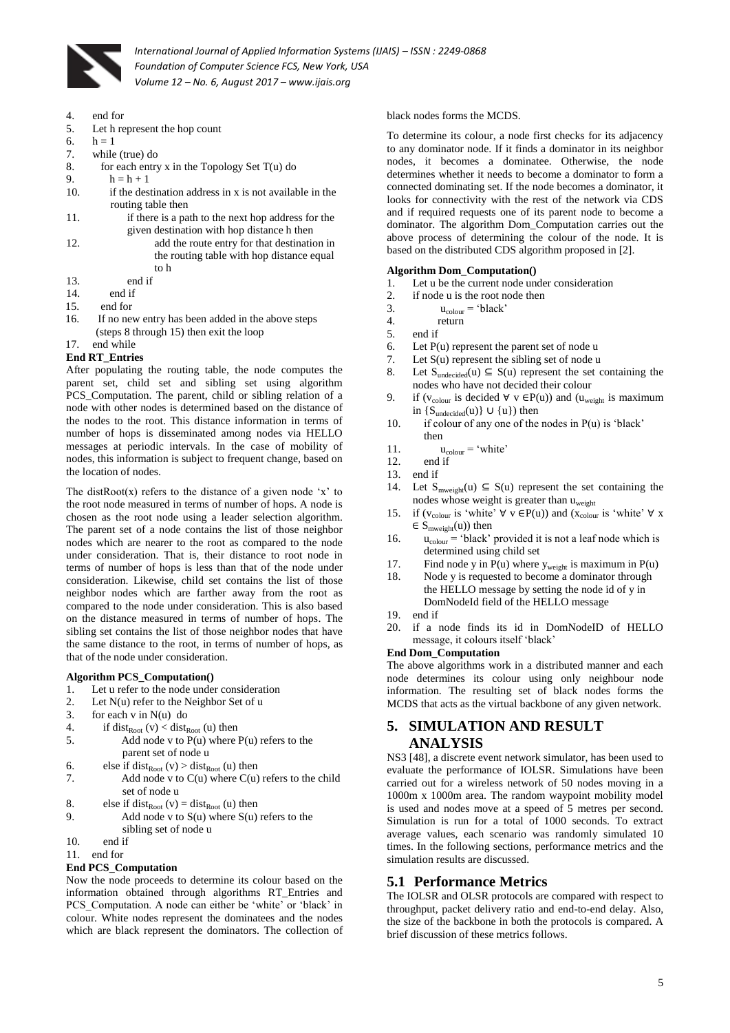4. end for
5. Let h represent the hop count
6. h = 1
7. while (true) do
8. for each entry x in the Topology Set T(u) do
9. h = h + 1
10. if the destination address in x is not available in the routing table then
11. if there is a path to the next hop address for the given destination with hop distance h then
12. add the route entry for that destination in the routing table with hop distance equal to h
13. end if
14. end if
15. end for
16. If no new entry has been added in the above steps (steps 8 through 15) then exit the loop
17. end while

**End RT_Entries**

After populating the routing table, the node computes the parent set, child set and sibling set using algorithm PCS_Computation. The parent, child or sibling relation of a node with other nodes is determined based on the distance of the nodes to the root. This distance information in terms of number of hops is disseminated among nodes via HELLO messages at periodic intervals. In the case of mobility of nodes, this information is subject to frequent change, based on the location of nodes.

The distRoot(x) refers to the distance of a given node 'x' to the root node measured in terms of number of hops. A node is chosen as the root node using a leader selection algorithm. The parent set of a node contains the list of those neighbor nodes which are nearer to the root as compared to the node under consideration. That is, their distance to root node in terms of number of hops is less than that of the node under consideration. Likewise, child set contains the list of those neighbor nodes which are farther away from the root as compared to the node under consideration. This is also based on the distance measured in terms of number of hops. The sibling set contains the list of those neighbor nodes that have the same distance to the root, in terms of number of hops, as that of the node under consideration.

**Algorithm PCS_Computation()**

1. Let u refer to the node under consideration
2. Let N(u) refer to the Neighbor Set of u
3. for each v in N(u) do
4. if $dist_{Root}(v) < dist_{Root}(u)$ then
5. Add node v to P(u) where P(u) refers to the parent set of node u
6. else if $dist_{Root}(v) > dist_{Root}(u)$ then
7. Add node v to C(u) where C(u) refers to the child set of node u
8. else if $dist_{Root}(v) = dist_{Root}(u)$ then
9. Add node v to S(u) where S(u) refers to the sibling set of node u
10. end if
11. end for

**End PCS_Computation**

Now the node proceeds to determine its colour based on the information obtained through algorithms RT_Entries and PCS_Computation. A node can either be 'white' or 'black' in colour. White nodes represent the dominatees and the nodes which are black represent the dominators. The collection of black nodes forms the MCDS.

To determine its colour, a node first checks for its adjacency to any dominator node. If it finds a dominator in its neighbor nodes, it becomes a dominatee. Otherwise, the node determines whether it needs to become a dominator to form a connected dominating set. If the node becomes a dominator, it looks for connectivity with the rest of the network via CDS and if required requests one of its parent node to become a dominator. The algorithm Dom_Computation carries out the above process of determining the colour of the node. It is based on the distributed CDS algorithm proposed in [2].

**Algorithm Dom_Computation()**

1. Let u be the current node under consideration
2. if node u is the root node then
3. $u_{colour}$ = 'black'
4. return
5. end if
6. Let P(u) represent the parent set of node u
7. Let S(u) represent the sibling set of node u
8. Let $S_{undecided}(u) \subseteq S(u)$ represent the set containing the nodes who have not decided their colour
9. if ($v_{colour}$ is decided $\forall v \in P(u)$) and ($u_{weight}$ is maximum in $\{S_{undecided}(u)\} \cup \{u\}$) then
10. if colour of any one of the nodes in P(u) is 'black' then
11. $u_{colour}$ = 'white'
12. end if
13. end if
14. Let $S_{mweight}(u) \subseteq S(u)$ represent the set containing the nodes whose weight is greater than $u_{weight}$
15. if ($v_{colour}$ is 'white' $\forall v \in P(u)$) and ($x_{colour}$ is 'white' $\forall x \in S_{mweight}(u)$) then
16. $u_{colour}$ = 'black' provided it is not a leaf node which is determined using child set
17. Find node y in P(u) where $y_{weight}$ is maximum in P(u)
18. Node y is requested to become a dominator through the HELLO message by setting the node id of y in DomNodeId field of the HELLO message
19. end if
20. if a node finds its id in DomNodeID of HELLO message, it colours itself 'black'

**End Dom_Computation**

The above algorithms work in a distributed manner and each node determines its colour using only neighbour node information. The resulting set of black nodes forms the MCDS that acts as the virtual backbone of any given network.

# 5. SIMULATION AND RESULT ANALYSIS

NS3 [48], a discrete event network simulator, has been used to evaluate the performance of IOLSR. Simulations have been carried out for a wireless network of 50 nodes moving in a 1000m x 1000m area. The random waypoint mobility model is used and nodes move at a speed of 5 metres per second. Simulation is run for a total of 1000 seconds. To extract average values, each scenario was randomly simulated 10 times. In the following sections, performance metrics and the simulation results are discussed.

## 5.1 Performance Metrics

The IOLSR and OLSR protocols are compared with respect to throughput, packet delivery ratio and end-to-end delay. Also, the size of the backbone in both the protocols is compared. A brief discussion of these metrics follows.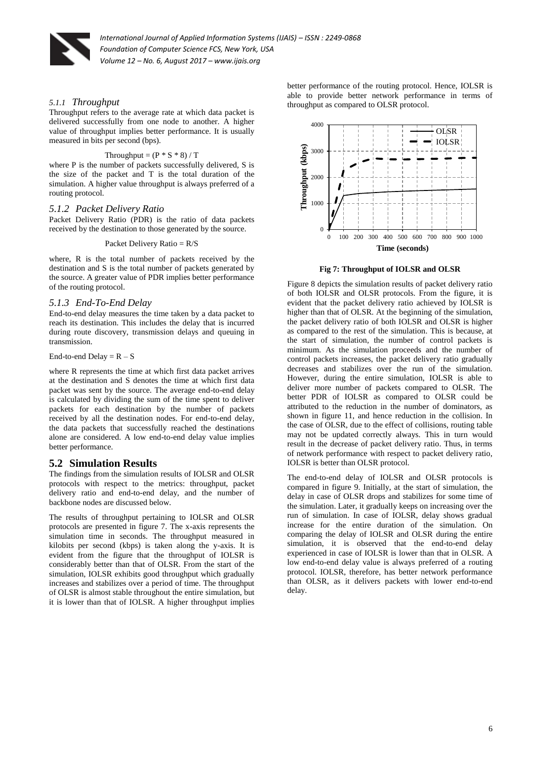#### *5.1.1 Throughput*

Throughput refers to the average rate at which data packet is delivered successfully from one node to another. A higher value of throughput implies better performance. It is usually measured in bits per second (bps).

$$\text{Throughput} = (P * S * 8) / T$$

where P is the number of packets successfully delivered, S is the size of the packet and T is the total duration of the simulation. A higher value throughput is always preferred of a routing protocol.

#### *5.1.2 Packet Delivery Ratio*

Packet Delivery Ratio (PDR) is the ratio of data packets received by the destination to those generated by the source.

$$\text{Packet Delivery Ratio} = R/S$$

where, R is the total number of packets received by the destination and S is the total number of packets generated by the source. A greater value of PDR implies better performance of the routing protocol.

#### *5.1.3 End-To-End Delay*

End-to-end delay measures the time taken by a data packet to reach its destination. This includes the delay that is incurred during route discovery, transmission delays and queuing in transmission.

$$\text{End-to-end Delay} = R - S$$

where R represents the time at which first data packet arrives at the destination and S denotes the time at which first data packet was sent by the source. The average end-to-end delay is calculated by dividing the sum of the time spent to deliver packets for each destination by the number of packets received by all the destination nodes. For end-to-end delay, the data packets that successfully reached the destinations alone are considered. A low end-to-end delay value implies better performance.

## 5.2 Simulation Results

The findings from the simulation results of IOLSR and OLSR protocols with respect to the metrics: throughput, packet delivery ratio and end-to-end delay, and the number of backbone nodes are discussed below.

The results of throughput pertaining to IOLSR and OLSR protocols are presented in figure 7. The x-axis represents the simulation time in seconds. The throughput measured in kilobits per second (kbps) is taken along the y-axis. It is evident from the figure that the throughput of IOLSR is considerably better than that of OLSR. From the start of the simulation, IOLSR exhibits good throughput which gradually increases and stabilizes over a period of time. The throughput of OLSR is almost stable throughout the entire simulation, but it is lower than that of IOLSR. A higher throughput implies better performance of the routing protocol. Hence, IOLSR is able to provide better network performance in terms of throughput as compared to OLSR protocol.

**Fig 7: Throughput of IOLSR and OLSR**

Figure 8 depicts the simulation results of packet delivery ratio of both IOLSR and OLSR protocols. From the figure, it is evident that the packet delivery ratio achieved by IOLSR is higher than that of OLSR. At the beginning of the simulation, the packet delivery ratio of both IOLSR and OLSR is higher as compared to the rest of the simulation. This is because, at the start of simulation, the number of control packets is minimum. As the simulation proceeds and the number of control packets increases, the packet delivery ratio gradually decreases and stabilizes over the run of the simulation. However, during the entire simulation, IOLSR is able to deliver more number of packets compared to OLSR. The better PDR of IOLSR as compared to OLSR could be attributed to the reduction in the number of dominators, as shown in figure 11, and hence reduction in the collision. In the case of OLSR, due to the effect of collisions, routing table may not be updated correctly always. This in turn would result in the decrease of packet delivery ratio. Thus, in terms of network performance with respect to packet delivery ratio, IOLSR is better than OLSR protocol.

The end-to-end delay of IOLSR and OLSR protocols is compared in figure 9. Initially, at the start of simulation, the delay in case of OLSR drops and stabilizes for some time of the simulation. Later, it gradually keeps on increasing over the run of simulation. In case of IOLSR, delay shows gradual increase for the entire duration of the simulation. On comparing the delay of IOLSR and OLSR during the entire simulation, it is observed that the end-to-end delay experienced in case of IOLSR is lower than that in OLSR. A low end-to-end delay value is always preferred of a routing protocol. IOLSR, therefore, has better network performance than OLSR, as it delivers packets with lower end-to-end delay.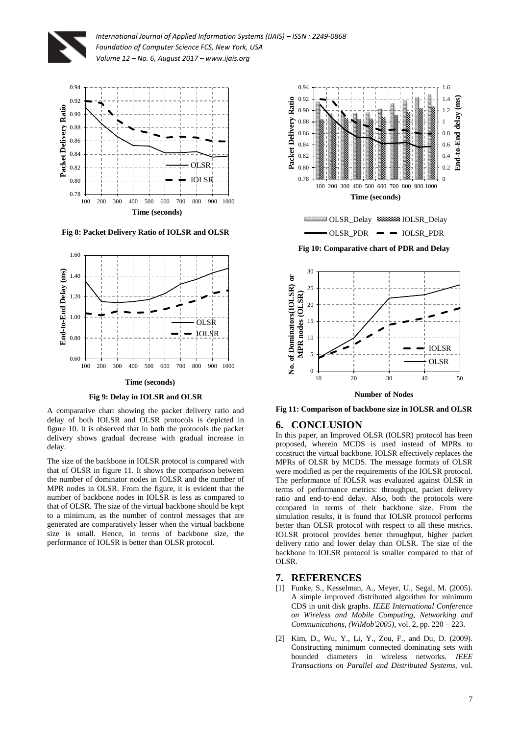Fig 8: Packet Delivery Ratio of IOLSR and OLSR

Fig 9: Delay in IOLSR and OLSR

A comparative chart showing the packet delivery ratio and delay of both IOLSR and OLSR protocols is depicted in figure 10. It is observed that in both the protocols the packet delivery shows gradual decrease with gradual increase in delay.

The size of the backbone in IOLSR protocol is compared with that of OLSR in figure 11. It shows the comparison between the number of dominator nodes in IOLSR and the number of MPR nodes in OLSR. From the figure, it is evident that the number of backbone nodes in IOLSR is less as compared to that of OLSR. The size of the virtual backbone should be kept to a minimum, as the number of control messages that are generated are comparatively lesser when the virtual backbone size is small. Hence, in terms of backbone size, the performance of IOLSR is better than OLSR protocol.

Fig 10: Comparative chart of PDR and Delay

Fig 11: Comparison of backbone size in IOLSR and OLSR

## 6. CONCLUSION

In this paper, an Improved OLSR (IOLSR) protocol has been proposed, wherein MCDS is used instead of MPRs to construct the virtual backbone. IOLSR effectively replaces the MPRs of OLSR by MCDS. The message formats of OLSR were modified as per the requirements of the IOLSR protocol. The performance of IOLSR was evaluated against OLSR in terms of performance metrics: throughput, packet delivery ratio and end-to-end delay. Also, both the protocols were compared in terms of their backbone size. From the simulation results, it is found that IOLSR protocol performs better than OLSR protocol with respect to all these metrics. IOLSR protocol provides better throughput, higher packet delivery ratio and lower delay than OLSR. The size of the backbone in IOLSR protocol is smaller compared to that of OLSR.

## 7. REFERENCES

[1] Funke, S., Kesselman, A., Meyer, U., Segal, M. (2005). A simple improved distributed algorithm for minimum CDS in unit disk graphs. *IEEE International Conference on Wireless and Mobile Computing, Networking and Communications, (WiMob'2005)*, vol. 2, pp. 220 – 223.

[2] Kim, D., Wu, Y., Li, Y., Zou, F., and Du, D. (2009). Constructing minimum connected dominating sets with bounded diameters in wireless networks. *IEEE Transactions on Parallel and Distributed Systems,* vol.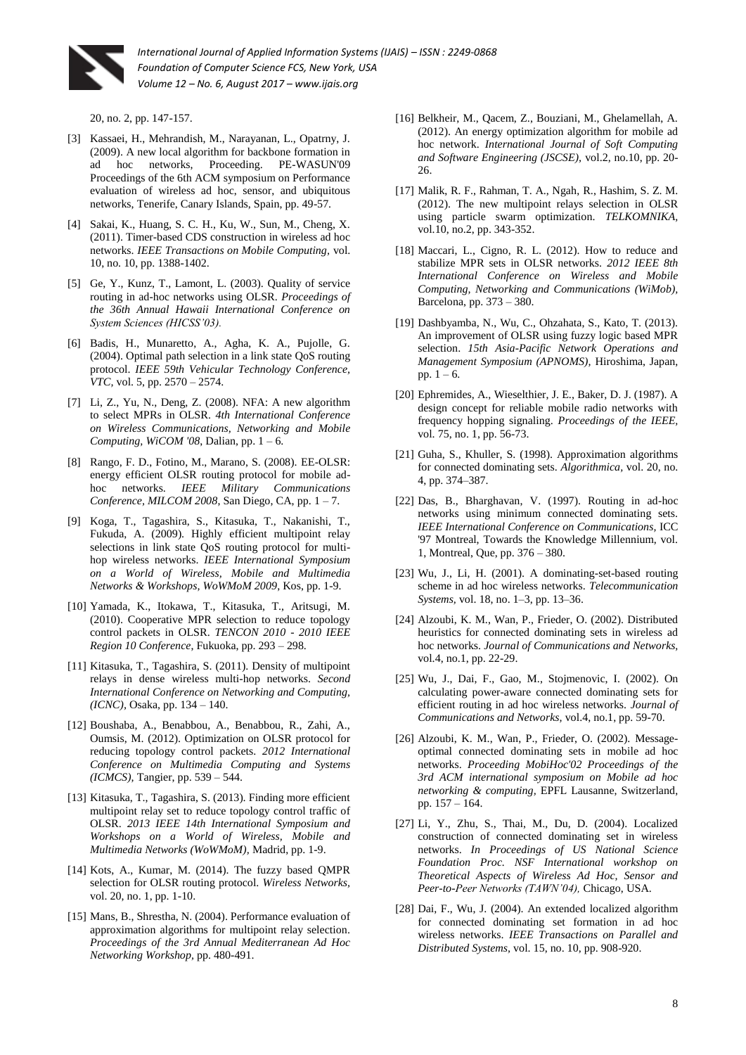20, no. 2, pp. 147-157.

[3] Kassaei, H., Mehrandish, M., Narayanan, L., Opatrny, J. (2009). A new local algorithm for backbone formation in ad hoc networks, Proceeding. PE-WASUN'09 Proceedings of the 6th ACM symposium on Performance evaluation of wireless ad hoc, sensor, and ubiquitous networks, Tenerife, Canary Islands, Spain, pp. 49-57.

[4] Sakai, K., Huang, S. C. H., Ku, W., Sun, M., Cheng, X. (2011). Timer-based CDS construction in wireless ad hoc networks. *IEEE Transactions on Mobile Computing*, vol. 10, no. 10, pp. 1388-1402.

[5] Ge, Y., Kunz, T., Lamont, L. (2003). Quality of service routing in ad-hoc networks using OLSR. *Proceedings of the 36th Annual Hawaii International Conference on System Sciences (HICSS'03).*

[6] Badis, H., Munaretto, A., Agha, K. A., Pujolle, G. (2004). Optimal path selection in a link state QoS routing protocol. *IEEE 59th Vehicular Technology Conference, VTC*, vol. 5, pp. 2570 – 2574.

[7] Li, Z., Yu, N., Deng, Z. (2008). NFA: A new algorithm to select MPRs in OLSR. *4th International Conference on Wireless Communications, Networking and Mobile Computing, WiCOM '08*, Dalian, pp. 1 – 6.

[8] Rango, F. D., Fotino, M., Marano, S. (2008). EE-OLSR: energy efficient OLSR routing protocol for mobile ad-hoc networks. *IEEE Military Communications Conference, MILCOM 2008*, San Diego, CA, pp. 1 – 7.

[9] Koga, T., Tagashira, S., Kitasuka, T., Nakanishi, T., Fukuda, A. (2009). Highly efficient multipoint relay selections in link state QoS routing protocol for multi-hop wireless networks. *IEEE International Symposium on a World of Wireless, Mobile and Multimedia Networks & Workshops, WoWMoM 2009*, Kos, pp. 1-9.

[10] Yamada, K., Itokawa, T., Kitasuka, T., Aritsugi, M. (2010). Cooperative MPR selection to reduce topology control packets in OLSR. *TENCON 2010 - 2010 IEEE Region 10 Conference*, Fukuoka, pp. 293 – 298.

[11] Kitasuka, T., Tagashira, S. (2011). Density of multipoint relays in dense wireless multi-hop networks. *Second International Conference on Networking and Computing, (ICNC)*, Osaka, pp. 134 – 140.

[12] Boushaba, A., Benabbou, A., Benabbou, R., Zahi, A., Oumsis, M. (2012). Optimization on OLSR protocol for reducing topology control packets. *2012 International Conference on Multimedia Computing and Systems (ICMCS)*, Tangier, pp. 539 – 544.

[13] Kitasuka, T., Tagashira, S. (2013). Finding more efficient multipoint relay set to reduce topology control traffic of OLSR. *2013 IEEE 14th International Symposium and Workshops on a World of Wireless, Mobile and Multimedia Networks (WoWMoM)*, Madrid, pp. 1-9.

[14] Kots, A., Kumar, M. (2014). The fuzzy based QMPR selection for OLSR routing protocol. *Wireless Networks*, vol. 20, no. 1, pp. 1-10.

[15] Mans, B., Shrestha, N. (2004). Performance evaluation of approximation algorithms for multipoint relay selection. *Proceedings of the 3rd Annual Mediterranean Ad Hoc Networking Workshop*, pp. 480-491.

[16] Belkheir, M., Qacem, Z., Bouziani, M., Ghelamellah, A. (2012). An energy optimization algorithm for mobile ad hoc network. *International Journal of Soft Computing and Software Engineering (JSCSE)*, vol.2, no.10, pp. 20-26.

[17] Malik, R. F., Rahman, T. A., Ngah, R., Hashim, S. Z. M. (2012). The new multipoint relays selection in OLSR using particle swarm optimization. *TELKOMNIKA*, vol.10, no.2, pp. 343-352.

[18] Maccari, L., Cigno, R. L. (2012). How to reduce and stabilize MPR sets in OLSR networks. *2012 IEEE 8th International Conference on Wireless and Mobile Computing, Networking and Communications (WiMob)*, Barcelona, pp. 373 – 380.

[19] Dashbyamba, N., Wu, C., Ohzahata, S., Kato, T. (2013). An improvement of OLSR using fuzzy logic based MPR selection. *15th Asia-Pacific Network Operations and Management Symposium (APNOMS)*, Hiroshima, Japan, pp. 1 – 6.

[20] Ephremides, A., Wieselthier, J. E., Baker, D. J. (1987). A design concept for reliable mobile radio networks with frequency hopping signaling. *Proceedings of the IEEE*, vol. 75, no. 1, pp. 56-73.

[21] Guha, S., Khuller, S. (1998). Approximation algorithms for connected dominating sets. *Algorithmica*, vol. 20, no. 4, pp. 374–387.

[22] Das, B., Bharghavan, V. (1997). Routing in ad-hoc networks using minimum connected dominating sets. *IEEE International Conference on Communications*, ICC '97 Montreal, Towards the Knowledge Millennium, vol. 1, Montreal, Que, pp. 376 – 380.

[23] Wu, J., Li, H. (2001). A dominating-set-based routing scheme in ad hoc wireless networks. *Telecommunication Systems*, vol. 18, no. 1–3, pp. 13–36.

[24] Alzoubi, K. M., Wan, P., Frieder, O. (2002). Distributed heuristics for connected dominating sets in wireless ad hoc networks. *Journal of Communications and Networks*, vol.4, no.1, pp. 22-29.

[25] Wu, J., Dai, F., Gao, M., Stojmenovic, I. (2002). On calculating power-aware connected dominating sets for efficient routing in ad hoc wireless networks. *Journal of Communications and Networks*, vol.4, no.1, pp. 59-70.

[26] Alzoubi, K. M., Wan, P., Frieder, O. (2002). Message-optimal connected dominating sets in mobile ad hoc networks. *Proceeding MobiHoc'02 Proceedings of the 3rd ACM international symposium on Mobile ad hoc networking & computing*, EPFL Lausanne, Switzerland, pp. 157 – 164.

[27] Li, Y., Zhu, S., Thai, M., Du, D. (2004). Localized construction of connected dominating set in wireless networks. *In Proceedings of US National Science Foundation Proc. NSF International workshop on Theoretical Aspects of Wireless Ad Hoc, Sensor and Peer-to-Peer Networks (TAWN'04),* Chicago, USA.

[28] Dai, F., Wu, J. (2004). An extended localized algorithm for connected dominating set formation in ad hoc wireless networks. *IEEE Transactions on Parallel and Distributed Systems*, vol. 15, no. 10, pp. 908-920.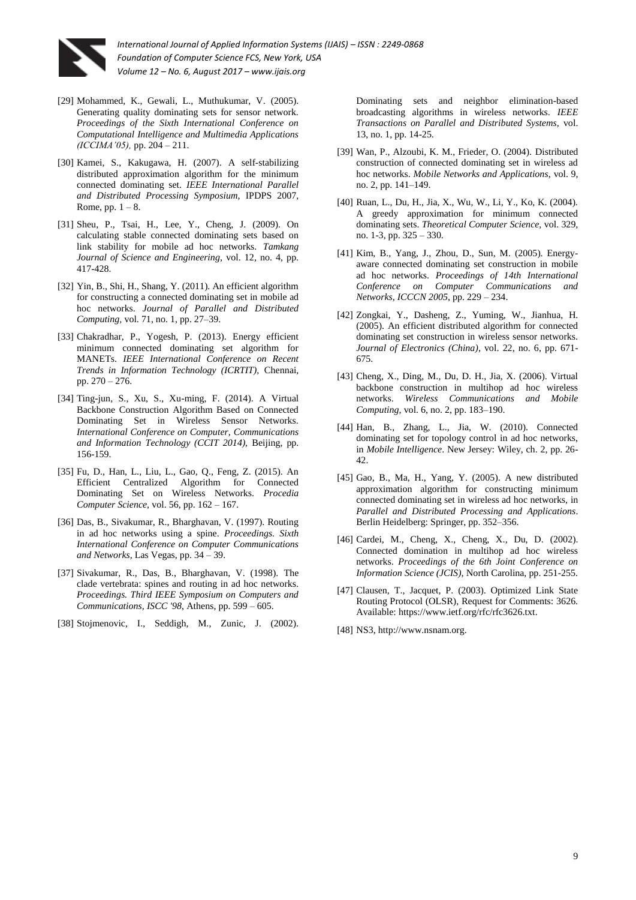[29] Mohammed, K., Gewali, L., Muthukumar, V. (2005). Generating quality dominating sets for sensor network. *Proceedings of the Sixth International Conference on Computational Intelligence and Multimedia Applications (ICCIMA'05),* pp. 204 – 211.

[30] Kamei, S., Kakugawa, H. (2007). A self-stabilizing distributed approximation algorithm for the minimum connected dominating set. *IEEE International Parallel and Distributed Processing Symposium,* IPDPS 2007, Rome, pp. 1 – 8.

[31] Sheu, P., Tsai, H., Lee, Y., Cheng, J. (2009). On calculating stable connected dominating sets based on link stability for mobile ad hoc networks. *Tamkang Journal of Science and Engineering*, vol. 12, no. 4, pp. 417-428.

[32] Yin, B., Shi, H., Shang, Y. (2011). An efficient algorithm for constructing a connected dominating set in mobile ad hoc networks. *Journal of Parallel and Distributed Computing*, vol. 71, no. 1, pp. 27–39.

[33] Chakradhar, P., Yogesh, P. (2013). Energy efficient minimum connected dominating set algorithm for MANETs. *IEEE International Conference on Recent Trends in Information Technology (ICRTIT),* Chennai, pp. 270 – 276.

[34] Ting-jun, S., Xu, S., Xu-ming, F. (2014). A Virtual Backbone Construction Algorithm Based on Connected Dominating Set in Wireless Sensor Networks. *International Conference on Computer, Communications and Information Technology (CCIT 2014),* Beijing, pp. 156-159.

[35] Fu, D., Han, L., Liu, L., Gao, Q., Feng, Z. (2015). An Efficient Centralized Algorithm for Connected Dominating Set on Wireless Networks. *Procedia Computer Science,* vol. 56, pp. 162 – 167.

[36] Das, B., Sivakumar, R., Bharghavan, V. (1997). Routing in ad hoc networks using a spine. *Proceedings. Sixth International Conference on Computer Communications and Networks,* Las Vegas, pp. 34 – 39.

[37] Sivakumar, R., Das, B., Bharghavan, V. (1998). The clade vertebrata: spines and routing in ad hoc networks. *Proceedings. Third IEEE Symposium on Computers and Communications, ISCC '98*, Athens, pp. 599 – 605.

[38] Stojmenovic, I., Seddigh, M., Zunic, J. (2002). Dominating sets and neighbor elimination-based broadcasting algorithms in wireless networks. *IEEE Transactions on Parallel and Distributed Systems,* vol. 13, no. 1, pp. 14-25.

[39] Wan, P., Alzoubi, K. M., Frieder, O. (2004). Distributed construction of connected dominating set in wireless ad hoc networks. *Mobile Networks and Applications,* vol. 9, no. 2, pp. 141–149.

[40] Ruan, L., Du, H., Jia, X., Wu, W., Li, Y., Ko, K. (2004). A greedy approximation for minimum connected dominating sets. *Theoretical Computer Science,* vol. 329, no. 1-3, pp. 325 – 330.

[41] Kim, B., Yang, J., Zhou, D., Sun, M. (2005). Energy-aware connected dominating set construction in mobile ad hoc networks. *Proceedings of 14th International Conference on Computer Communications and Networks, ICCCN 2005*, pp. 229 – 234.

[42] Zongkai, Y., Dasheng, Z., Yuming, W., Jianhua, H. (2005). An efficient distributed algorithm for connected dominating set construction in wireless sensor networks. *Journal of Electronics (China)*, vol. 22, no. 6, pp. 671-675.

[43] Cheng, X., Ding, M., Du, D. H., Jia, X. (2006). Virtual backbone construction in multihop ad hoc wireless networks. *Wireless Communications and Mobile Computing,* vol. 6, no. 2, pp. 183–190.

[44] Han, B., Zhang, L., Jia, W. (2010). Connected dominating set for topology control in ad hoc networks, in *Mobile Intelligence*. New Jersey: Wiley, ch. 2, pp. 26-42.

[45] Gao, B., Ma, H., Yang, Y. (2005). A new distributed approximation algorithm for constructing minimum connected dominating set in wireless ad hoc networks, in *Parallel and Distributed Processing and Applications*. Berlin Heidelberg: Springer, pp. 352–356.

[46] Cardei, M., Cheng, X., Cheng, X., Du, D. (2002). Connected domination in multihop ad hoc wireless networks. *Proceedings of the 6th Joint Conference on Information Science (JCIS),* North Carolina, pp. 251-255.

[47] Clausen, T., Jacquet, P. (2003). Optimized Link State Routing Protocol (OLSR), Request for Comments: 3626. Available: https://www.ietf.org/rfc/rfc3626.txt.

[48] NS3, http://www.nsnam.org.